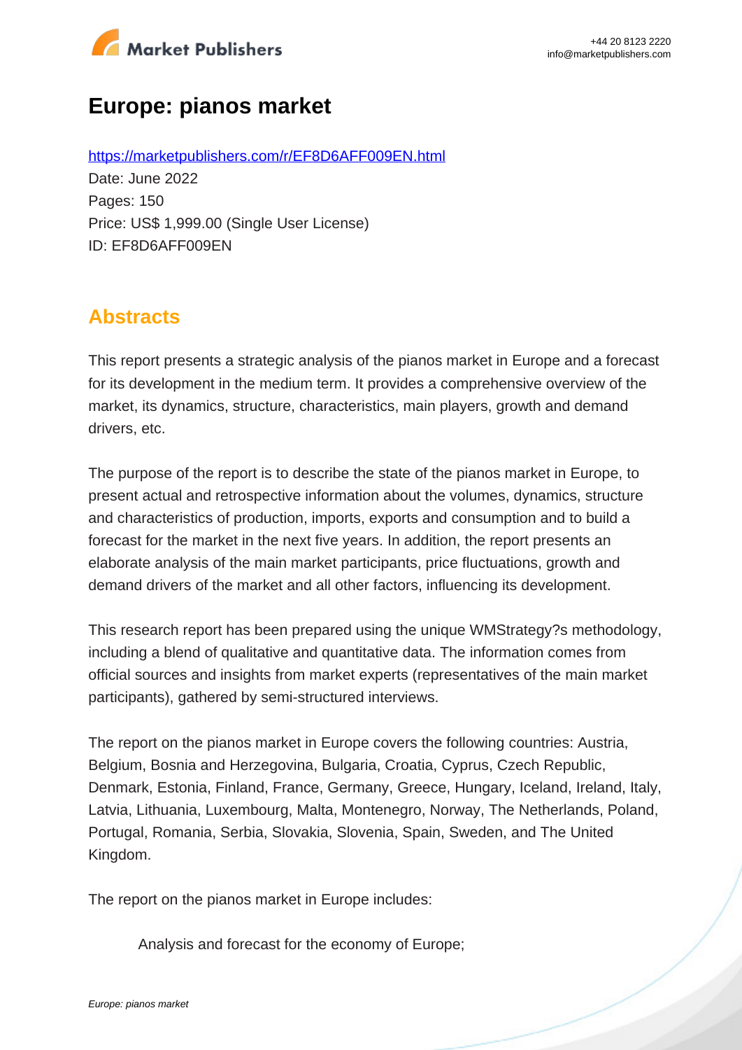# Europe: pianos market

https://marketpublishers.com/r/EF8D6AFF009EN.html

Date: June 2022

Pages: 150

Price: US$ 1,999.00 (Single User License)

ID: EF8D6AFF009EN

## Abstracts

This report presents a strategic analysis of the pianos market in Europe and a forecast for its development in the medium term. It provides a comprehensive overview of the market, its dynamics, structure, characteristics, main players, growth and demand drivers, etc.

The purpose of the report is to describe the state of the pianos market in Europe, to present actual and retrospective information about the volumes, dynamics, structure and characteristics of production, imports, exports and consumption and to build a forecast for the market in the next five years. In addition, the report presents an elaborate analysis of the main market participants, price fluctuations, growth and demand drivers of the market and all other factors, influencing its development.

This research report has been prepared using the unique WMStrategy?s methodology, including a blend of qualitative and quantitative data. The information comes from official sources and insights from market experts (representatives of the main market participants), gathered by semi-structured interviews.

The report on the pianos market in Europe covers the following countries: Austria, Belgium, Bosnia and Herzegovina, Bulgaria, Croatia, Cyprus, Czech Republic, Denmark, Estonia, Finland, France, Germany, Greece, Hungary, Iceland, Ireland, Italy, Latvia, Lithuania, Luxembourg, Malta, Montenegro, Norway, The Netherlands, Poland, Portugal, Romania, Serbia, Slovakia, Slovenia, Spain, Sweden, and The United Kingdom.

The report on the pianos market in Europe includes:

- Analysis and forecast for the economy of Europe;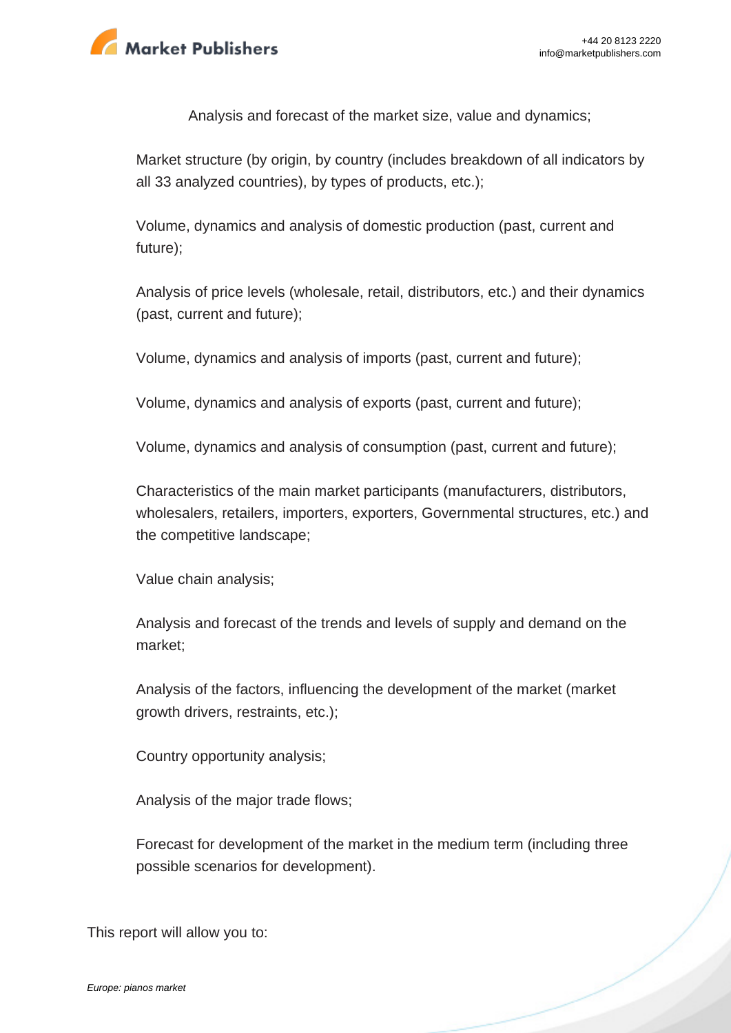Analysis and forecast of the market size, value and dynamics;

Market structure (by origin, by country (includes breakdown of all indicators by all 33 analyzed countries), by types of products, etc.);

Volume, dynamics and analysis of domestic production (past, current and future);

Analysis of price levels (wholesale, retail, distributors, etc.) and their dynamics (past, current and future);

Volume, dynamics and analysis of imports (past, current and future);

Volume, dynamics and analysis of exports (past, current and future);

Volume, dynamics and analysis of consumption (past, current and future);

Characteristics of the main market participants (manufacturers, distributors, wholesalers, retailers, importers, exporters, Governmental structures, etc.) and the competitive landscape;

Value chain analysis;

Analysis and forecast of the trends and levels of supply and demand on the market;

Analysis of the factors, influencing the development of the market (market growth drivers, restraints, etc.);

Country opportunity analysis;

Analysis of the major trade flows;

Forecast for development of the market in the medium term (including three possible scenarios for development).

This report will allow you to: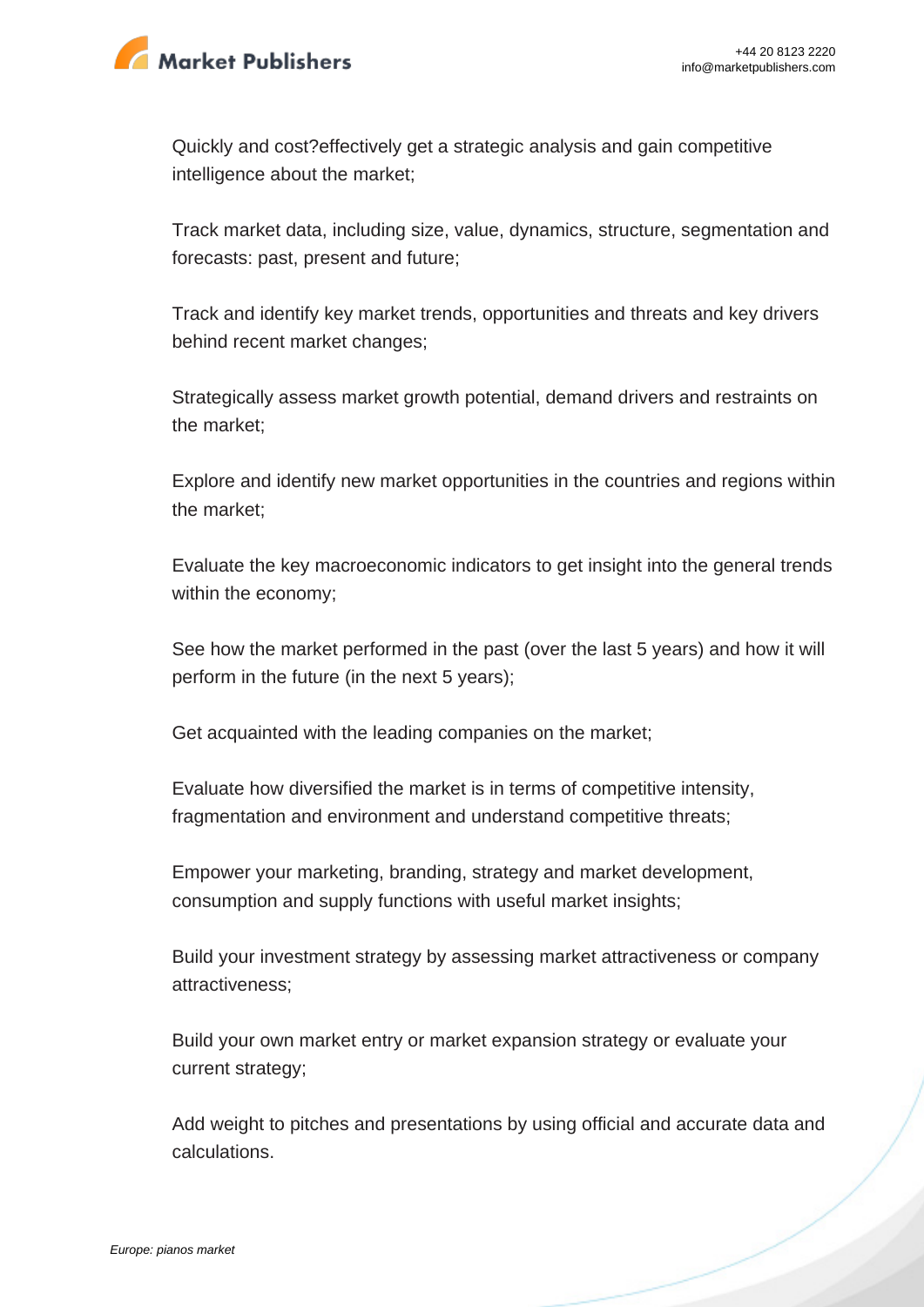Quickly and cost?effectively get a strategic analysis and gain competitive intelligence about the market;

Track market data, including size, value, dynamics, structure, segmentation and forecasts: past, present and future;

Track and identify key market trends, opportunities and threats and key drivers behind recent market changes;

Strategically assess market growth potential, demand drivers and restraints on the market;

Explore and identify new market opportunities in the countries and regions within the market;

Evaluate the key macroeconomic indicators to get insight into the general trends within the economy;

See how the market performed in the past (over the last 5 years) and how it will perform in the future (in the next 5 years);

Get acquainted with the leading companies on the market;

Evaluate how diversified the market is in terms of competitive intensity, fragmentation and environment and understand competitive threats;

Empower your marketing, branding, strategy and market development, consumption and supply functions with useful market insights;

Build your investment strategy by assessing market attractiveness or company attractiveness;

Build your own market entry or market expansion strategy or evaluate your current strategy;

Add weight to pitches and presentations by using official and accurate data and calculations.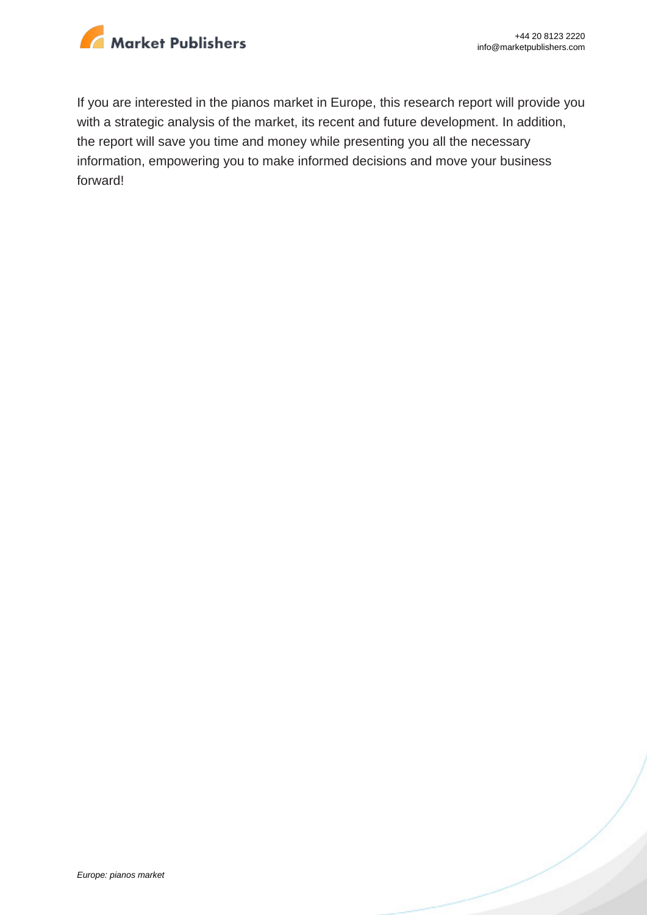If you are interested in the pianos market in Europe, this research report will provide you with a strategic analysis of the market, its recent and future development. In addition, the report will save you time and money while presenting you all the necessary information, empowering you to make informed decisions and move your business forward!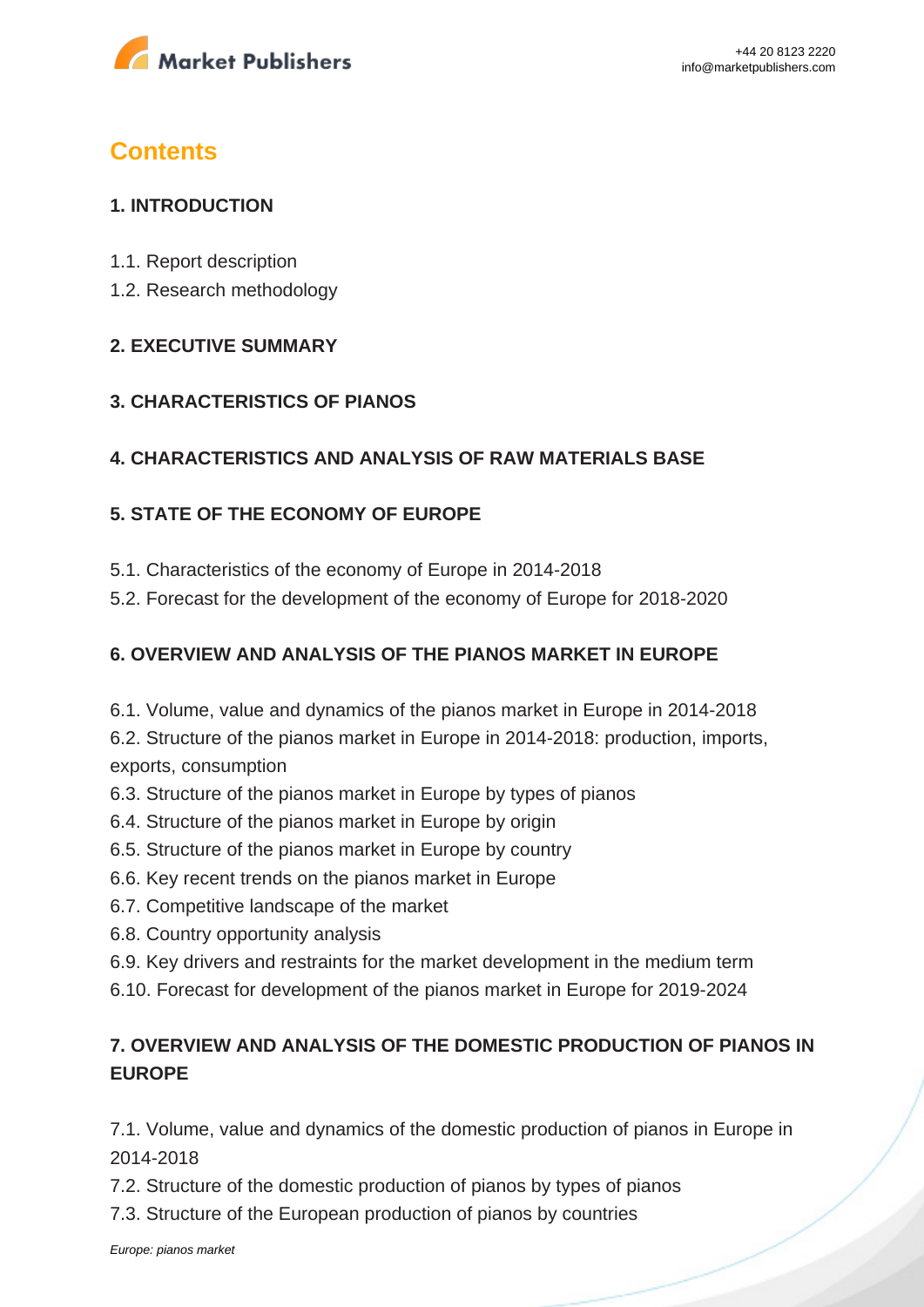## Contents

### 1. INTRODUCTION

1.1. Report description
1.2. Research methodology

### 2. EXECUTIVE SUMMARY

### 3. CHARACTERISTICS OF PIANOS

### 4. CHARACTERISTICS AND ANALYSIS OF RAW MATERIALS BASE

### 5. STATE OF THE ECONOMY OF EUROPE

5.1. Characteristics of the economy of Europe in 2014-2018
5.2. Forecast for the development of the economy of Europe for 2018-2020

### 6. OVERVIEW AND ANALYSIS OF THE PIANOS MARKET IN EUROPE

6.1. Volume, value and dynamics of the pianos market in Europe in 2014-2018
6.2. Structure of the pianos market in Europe in 2014-2018: production, imports, exports, consumption
6.3. Structure of the pianos market in Europe by types of pianos
6.4. Structure of the pianos market in Europe by origin
6.5. Structure of the pianos market in Europe by country
6.6. Key recent trends on the pianos market in Europe
6.7. Competitive landscape of the market
6.8. Country opportunity analysis
6.9. Key drivers and restraints for the market development in the medium term
6.10. Forecast for development of the pianos market in Europe for 2019-2024

### 7. OVERVIEW AND ANALYSIS OF THE DOMESTIC PRODUCTION OF PIANOS IN EUROPE

7.1. Volume, value and dynamics of the domestic production of pianos in Europe in 2014-2018
7.2. Structure of the domestic production of pianos by types of pianos
7.3. Structure of the European production of pianos by countries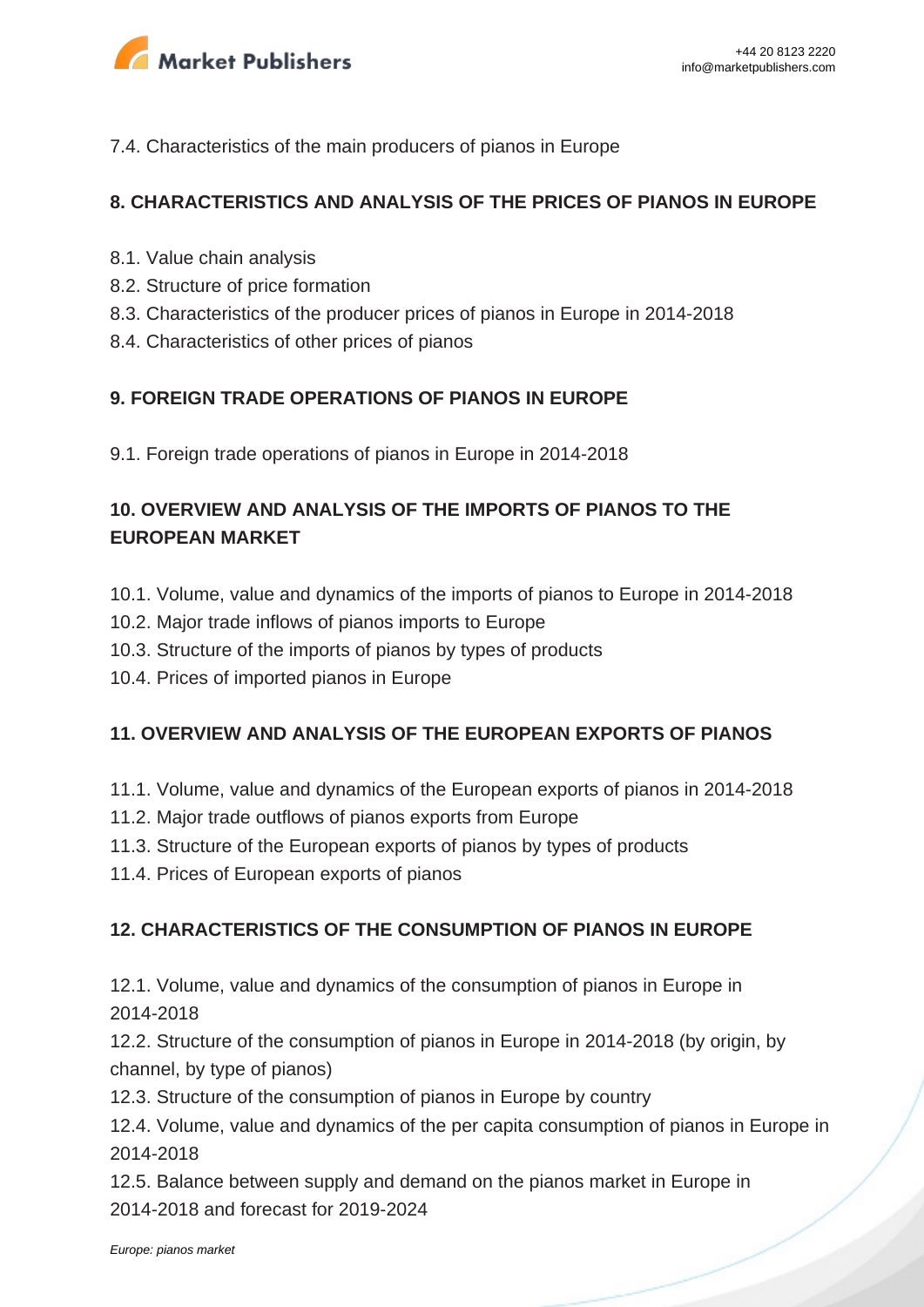7.4. Characteristics of the main producers of pianos in Europe

## 8. CHARACTERISTICS AND ANALYSIS OF THE PRICES OF PIANOS IN EUROPE

8.1. Value chain analysis
8.2. Structure of price formation
8.3. Characteristics of the producer prices of pianos in Europe in 2014-2018
8.4. Characteristics of other prices of pianos

## 9. FOREIGN TRADE OPERATIONS OF PIANOS IN EUROPE

9.1. Foreign trade operations of pianos in Europe in 2014-2018

## 10. OVERVIEW AND ANALYSIS OF THE IMPORTS OF PIANOS TO THE EUROPEAN MARKET

10.1. Volume, value and dynamics of the imports of pianos to Europe in 2014-2018
10.2. Major trade inflows of pianos imports to Europe
10.3. Structure of the imports of pianos by types of products
10.4. Prices of imported pianos in Europe

## 11. OVERVIEW AND ANALYSIS OF THE EUROPEAN EXPORTS OF PIANOS

11.1. Volume, value and dynamics of the European exports of pianos in 2014-2018
11.2. Major trade outflows of pianos exports from Europe
11.3. Structure of the European exports of pianos by types of products
11.4. Prices of European exports of pianos

## 12. CHARACTERISTICS OF THE CONSUMPTION OF PIANOS IN EUROPE

12.1. Volume, value and dynamics of the consumption of pianos in Europe in 2014-2018
12.2. Structure of the consumption of pianos in Europe in 2014-2018 (by origin, by channel, by type of pianos)
12.3. Structure of the consumption of pianos in Europe by country
12.4. Volume, value and dynamics of the per capita consumption of pianos in Europe in 2014-2018
12.5. Balance between supply and demand on the pianos market in Europe in 2014-2018 and forecast for 2019-2024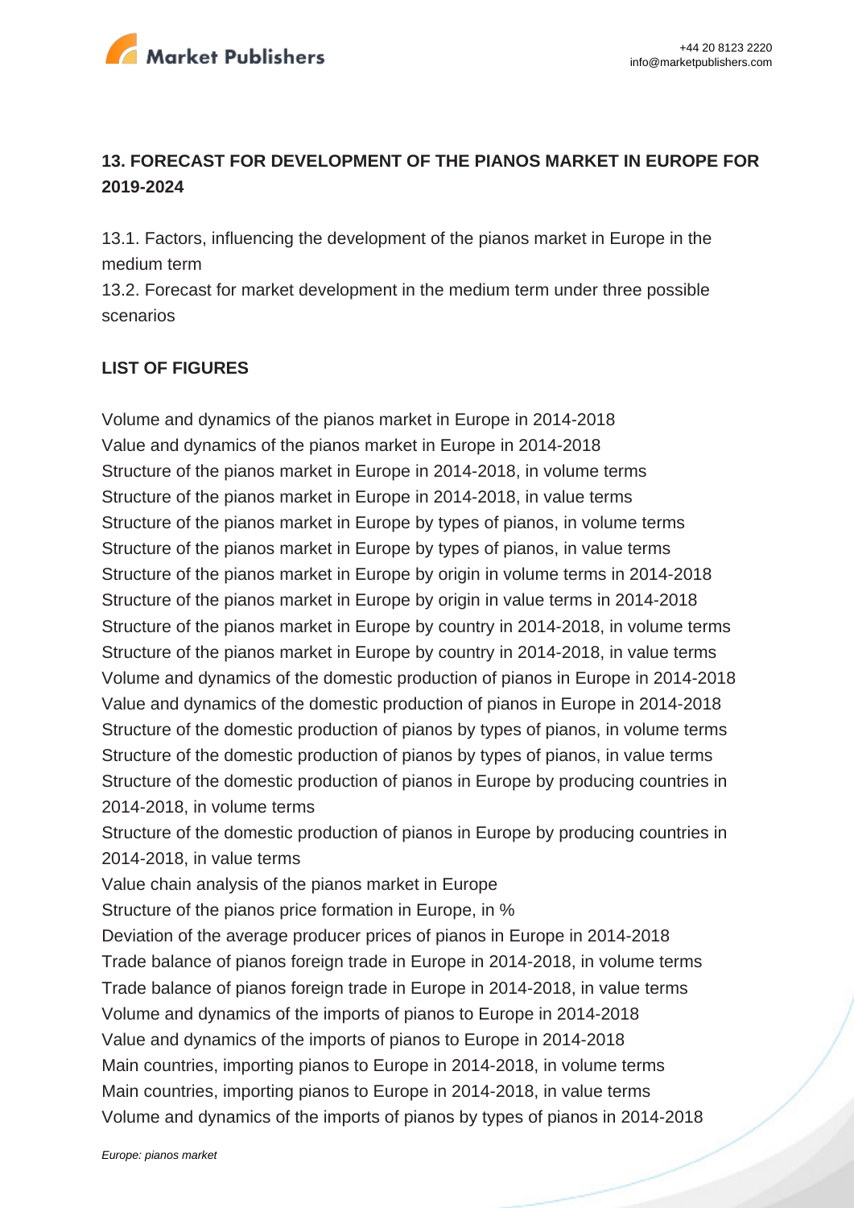## 13. FORECAST FOR DEVELOPMENT OF THE PIANOS MARKET IN EUROPE FOR 2019-2024

13.1. Factors, influencing the development of the pianos market in Europe in the medium term
13.2. Forecast for market development in the medium term under three possible scenarios

## LIST OF FIGURES

Volume and dynamics of the pianos market in Europe in 2014-2018
Value and dynamics of the pianos market in Europe in 2014-2018
Structure of the pianos market in Europe in 2014-2018, in volume terms
Structure of the pianos market in Europe in 2014-2018, in value terms
Structure of the pianos market in Europe by types of pianos, in volume terms
Structure of the pianos market in Europe by types of pianos, in value terms
Structure of the pianos market in Europe by origin in volume terms in 2014-2018
Structure of the pianos market in Europe by origin in value terms in 2014-2018
Structure of the pianos market in Europe by country in 2014-2018, in volume terms
Structure of the pianos market in Europe by country in 2014-2018, in value terms
Volume and dynamics of the domestic production of pianos in Europe in 2014-2018
Value and dynamics of the domestic production of pianos in Europe in 2014-2018
Structure of the domestic production of pianos by types of pianos, in volume terms
Structure of the domestic production of pianos by types of pianos, in value terms
Structure of the domestic production of pianos in Europe by producing countries in 2014-2018, in volume terms
Structure of the domestic production of pianos in Europe by producing countries in 2014-2018, in value terms
Value chain analysis of the pianos market in Europe
Structure of the pianos price formation in Europe, in %
Deviation of the average producer prices of pianos in Europe in 2014-2018
Trade balance of pianos foreign trade in Europe in 2014-2018, in volume terms
Trade balance of pianos foreign trade in Europe in 2014-2018, in value terms
Volume and dynamics of the imports of pianos to Europe in 2014-2018
Value and dynamics of the imports of pianos to Europe in 2014-2018
Main countries, importing pianos to Europe in 2014-2018, in volume terms
Main countries, importing pianos to Europe in 2014-2018, in value terms
Volume and dynamics of the imports of pianos by types of pianos in 2014-2018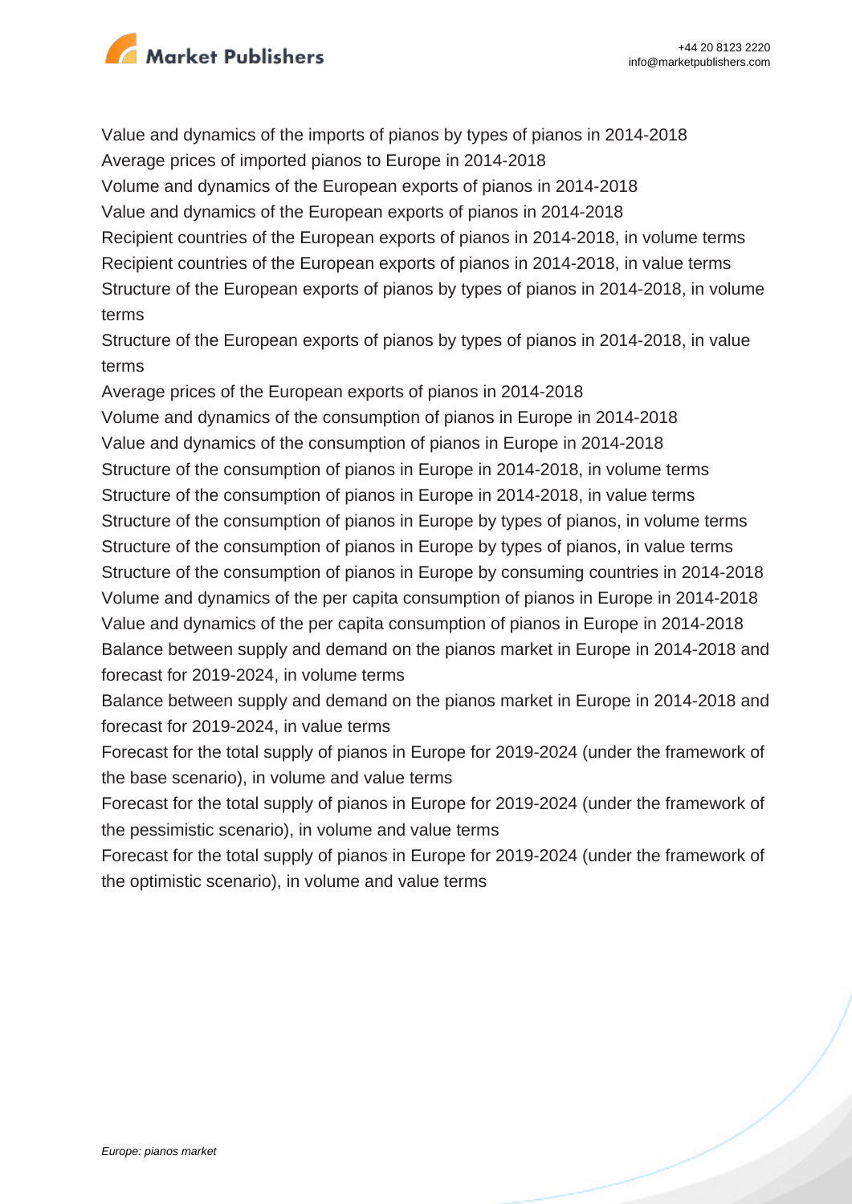Value and dynamics of the imports of pianos by types of pianos in 2014-2018
Average prices of imported pianos to Europe in 2014-2018
Volume and dynamics of the European exports of pianos in 2014-2018
Value and dynamics of the European exports of pianos in 2014-2018
Recipient countries of the European exports of pianos in 2014-2018, in volume terms
Recipient countries of the European exports of pianos in 2014-2018, in value terms
Structure of the European exports of pianos by types of pianos in 2014-2018, in volume terms
Structure of the European exports of pianos by types of pianos in 2014-2018, in value terms
Average prices of the European exports of pianos in 2014-2018
Volume and dynamics of the consumption of pianos in Europe in 2014-2018
Value and dynamics of the consumption of pianos in Europe in 2014-2018
Structure of the consumption of pianos in Europe in 2014-2018, in volume terms
Structure of the consumption of pianos in Europe in 2014-2018, in value terms
Structure of the consumption of pianos in Europe by types of pianos, in volume terms
Structure of the consumption of pianos in Europe by types of pianos, in value terms
Structure of the consumption of pianos in Europe by consuming countries in 2014-2018
Volume and dynamics of the per capita consumption of pianos in Europe in 2014-2018
Value and dynamics of the per capita consumption of pianos in Europe in 2014-2018
Balance between supply and demand on the pianos market in Europe in 2014-2018 and forecast for 2019-2024, in volume terms
Balance between supply and demand on the pianos market in Europe in 2014-2018 and forecast for 2019-2024, in value terms
Forecast for the total supply of pianos in Europe for 2019-2024 (under the framework of the base scenario), in volume and value terms
Forecast for the total supply of pianos in Europe for 2019-2024 (under the framework of the pessimistic scenario), in volume and value terms
Forecast for the total supply of pianos in Europe for 2019-2024 (under the framework of the optimistic scenario), in volume and value terms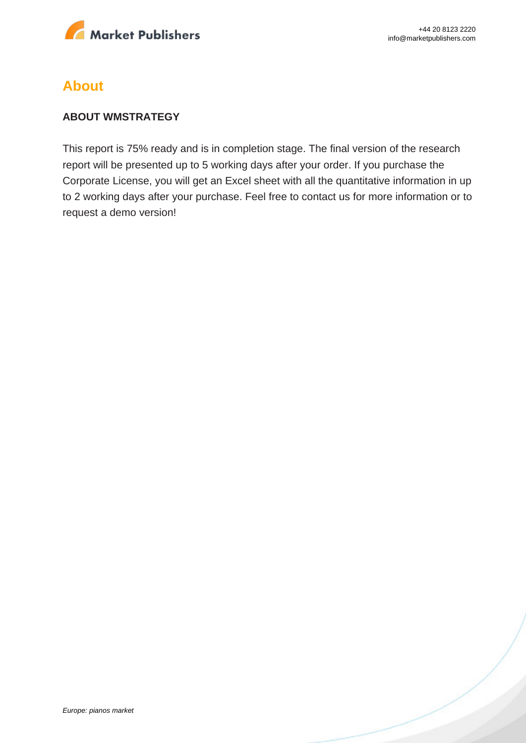## About

### ABOUT WMSTRATEGY

This report is 75% ready and is in completion stage. The final version of the research report will be presented up to 5 working days after your order. If you purchase the Corporate License, you will get an Excel sheet with all the quantitative information in up to 2 working days after your purchase. Feel free to contact us for more information or to request a demo version!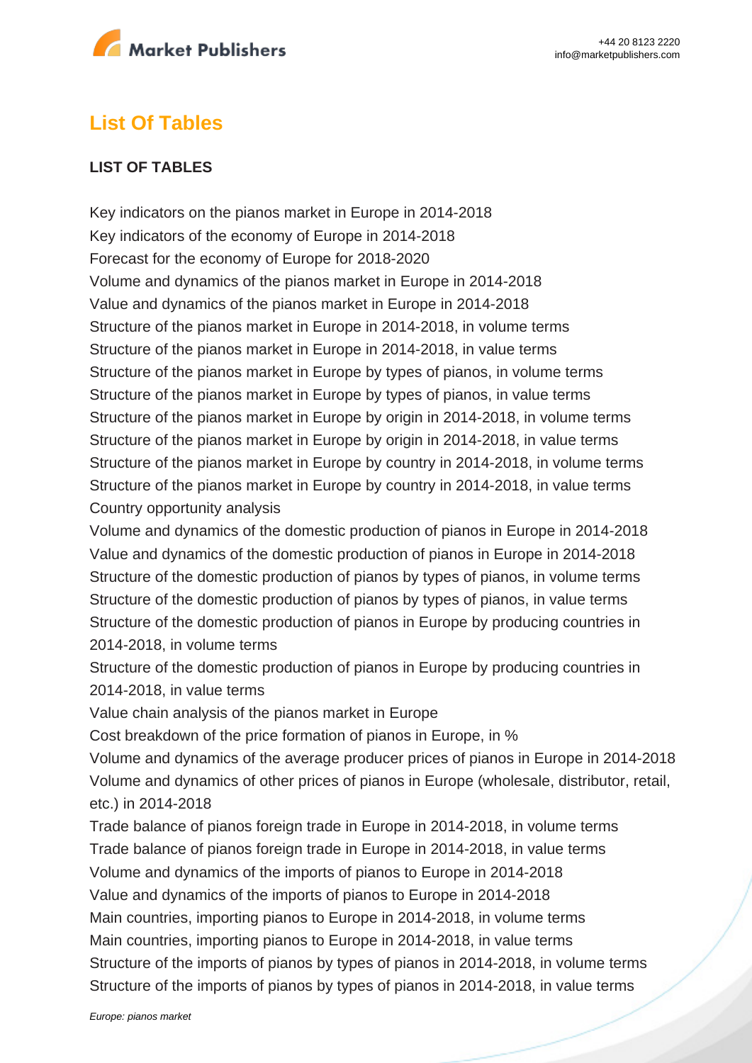## List Of Tables

**LIST OF TABLES**

Key indicators on the pianos market in Europe in 2014-2018
Key indicators of the economy of Europe in 2014-2018
Forecast for the economy of Europe for 2018-2020
Volume and dynamics of the pianos market in Europe in 2014-2018
Value and dynamics of the pianos market in Europe in 2014-2018
Structure of the pianos market in Europe in 2014-2018, in volume terms
Structure of the pianos market in Europe in 2014-2018, in value terms
Structure of the pianos market in Europe by types of pianos, in volume terms
Structure of the pianos market in Europe by types of pianos, in value terms
Structure of the pianos market in Europe by origin in 2014-2018, in volume terms
Structure of the pianos market in Europe by origin in 2014-2018, in value terms
Structure of the pianos market in Europe by country in 2014-2018, in volume terms
Structure of the pianos market in Europe by country in 2014-2018, in value terms
Country opportunity analysis
Volume and dynamics of the domestic production of pianos in Europe in 2014-2018
Value and dynamics of the domestic production of pianos in Europe in 2014-2018
Structure of the domestic production of pianos by types of pianos, in volume terms
Structure of the domestic production of pianos by types of pianos, in value terms
Structure of the domestic production of pianos in Europe by producing countries in 2014-2018, in volume terms
Structure of the domestic production of pianos in Europe by producing countries in 2014-2018, in value terms
Value chain analysis of the pianos market in Europe
Cost breakdown of the price formation of pianos in Europe, in %
Volume and dynamics of the average producer prices of pianos in Europe in 2014-2018
Volume and dynamics of other prices of pianos in Europe (wholesale, distributor, retail, etc.) in 2014-2018
Trade balance of pianos foreign trade in Europe in 2014-2018, in volume terms
Trade balance of pianos foreign trade in Europe in 2014-2018, in value terms
Volume and dynamics of the imports of pianos to Europe in 2014-2018
Value and dynamics of the imports of pianos to Europe in 2014-2018
Main countries, importing pianos to Europe in 2014-2018, in volume terms
Main countries, importing pianos to Europe in 2014-2018, in value terms
Structure of the imports of pianos by types of pianos in 2014-2018, in volume terms
Structure of the imports of pianos by types of pianos in 2014-2018, in value terms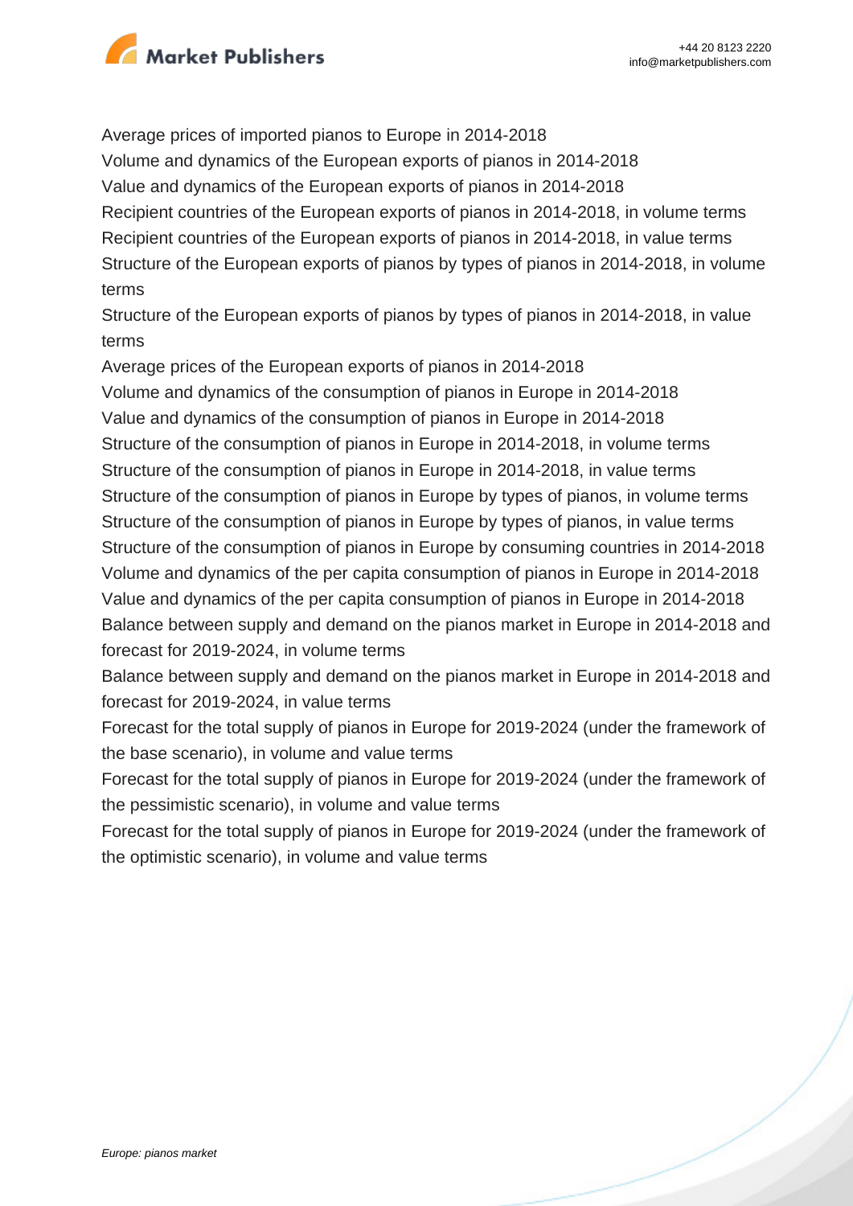Average prices of imported pianos to Europe in 2014-2018
Volume and dynamics of the European exports of pianos in 2014-2018
Value and dynamics of the European exports of pianos in 2014-2018
Recipient countries of the European exports of pianos in 2014-2018, in volume terms
Recipient countries of the European exports of pianos in 2014-2018, in value terms
Structure of the European exports of pianos by types of pianos in 2014-2018, in volume terms
Structure of the European exports of pianos by types of pianos in 2014-2018, in value terms
Average prices of the European exports of pianos in 2014-2018
Volume and dynamics of the consumption of pianos in Europe in 2014-2018
Value and dynamics of the consumption of pianos in Europe in 2014-2018
Structure of the consumption of pianos in Europe in 2014-2018, in volume terms
Structure of the consumption of pianos in Europe in 2014-2018, in value terms
Structure of the consumption of pianos in Europe by types of pianos, in volume terms
Structure of the consumption of pianos in Europe by types of pianos, in value terms
Structure of the consumption of pianos in Europe by consuming countries in 2014-2018
Volume and dynamics of the per capita consumption of pianos in Europe in 2014-2018
Value and dynamics of the per capita consumption of pianos in Europe in 2014-2018
Balance between supply and demand on the pianos market in Europe in 2014-2018 and forecast for 2019-2024, in volume terms
Balance between supply and demand on the pianos market in Europe in 2014-2018 and forecast for 2019-2024, in value terms
Forecast for the total supply of pianos in Europe for 2019-2024 (under the framework of the base scenario), in volume and value terms
Forecast for the total supply of pianos in Europe for 2019-2024 (under the framework of the pessimistic scenario), in volume and value terms
Forecast for the total supply of pianos in Europe for 2019-2024 (under the framework of the optimistic scenario), in volume and value terms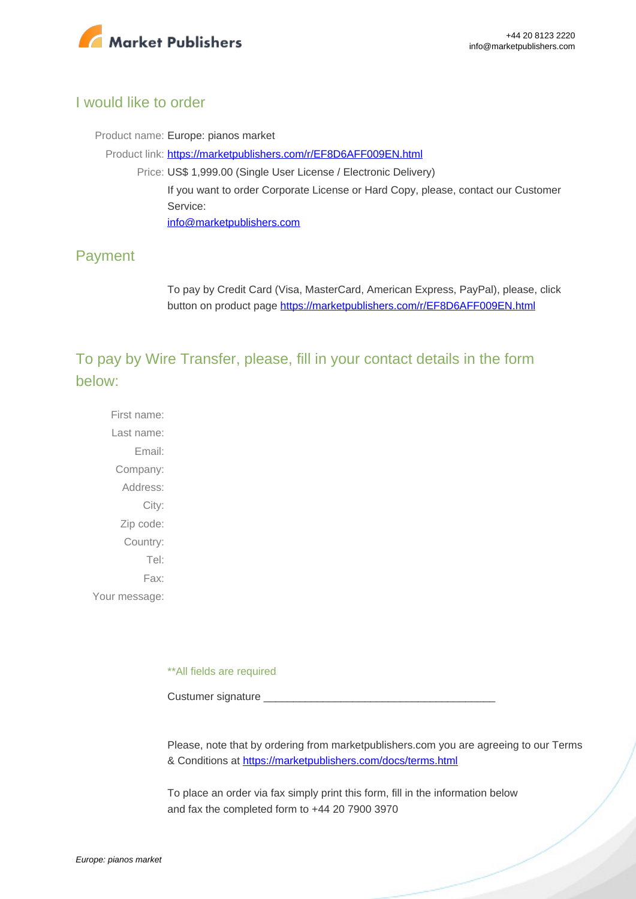## I would like to order

Product name: Europe: pianos market

Product link: [https://marketpublishers.com/r/EF8D6AFF009EN.html](https://marketpublishers.com/r/EF8D6AFF009EN.html)

Price: US$ 1,999.00 (Single User License / Electronic Delivery)

If you want to order Corporate License or Hard Copy, please, contact our Customer Service:

[info@marketpublishers.com](mailto:info@marketpublishers.com)

## Payment

To pay by Credit Card (Visa, MasterCard, American Express, PayPal), please, click button on product page [https://marketpublishers.com/r/EF8D6AFF009EN.html](https://marketpublishers.com/r/EF8D6AFF009EN.html)

## To pay by Wire Transfer, please, fill in your contact details in the form below:

First name:

Last name:

Email:

Company:

Address:

City:

Zip code:

Country:

Tel:

Fax:

Your message:

**All fields are required

Custumer signature ______________________________________

Please, note that by ordering from marketpublishers.com you are agreeing to our Terms & Conditions at [https://marketpublishers.com/docs/terms.html](https://marketpublishers.com/docs/terms.html)

To place an order via fax simply print this form, fill in the information below and fax the completed form to +44 20 7900 3970